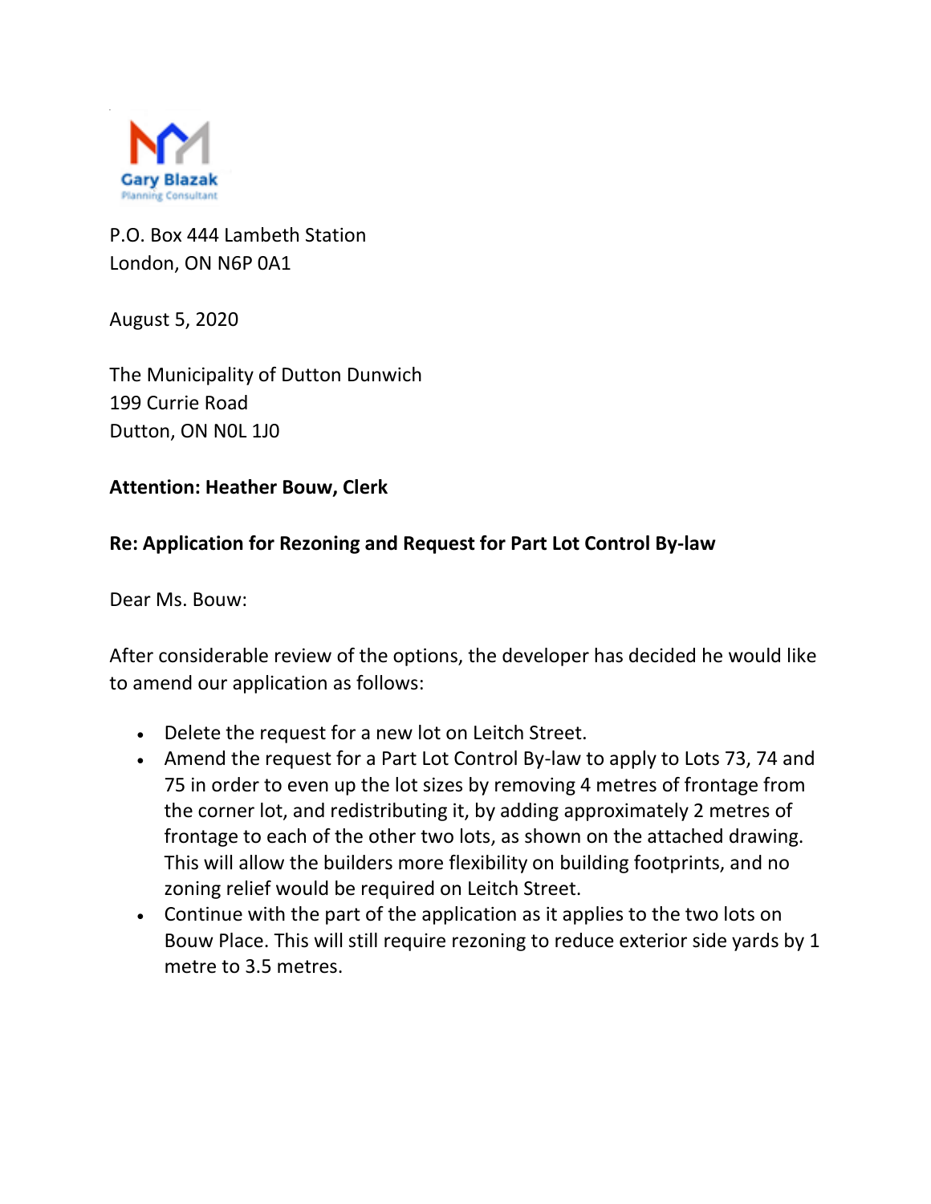Gary Blazak
Planning Consultant

P.O. Box 444 Lambeth Station
London, ON N6P 0A1

August 5, 2020

The Municipality of Dutton Dunwich
199 Currie Road
Dutton, ON N0L 1J0

**Attention: Heather Bouw, Clerk**

**Re: Application for Rezoning and Request for Part Lot Control By-law**

Dear Ms. Bouw:

After considerable review of the options, the developer has decided he would like to amend our application as follows:

- Delete the request for a new lot on Leitch Street.
- Amend the request for a Part Lot Control By-law to apply to Lots 73, 74 and 75 in order to even up the lot sizes by removing 4 metres of frontage from the corner lot, and redistributing it, by adding approximately 2 metres of frontage to each of the other two lots, as shown on the attached drawing. This will allow the builders more flexibility on building footprints, and no zoning relief would be required on Leitch Street.
- Continue with the part of the application as it applies to the two lots on Bouw Place. This will still require rezoning to reduce exterior side yards by 1 metre to 3.5 metres.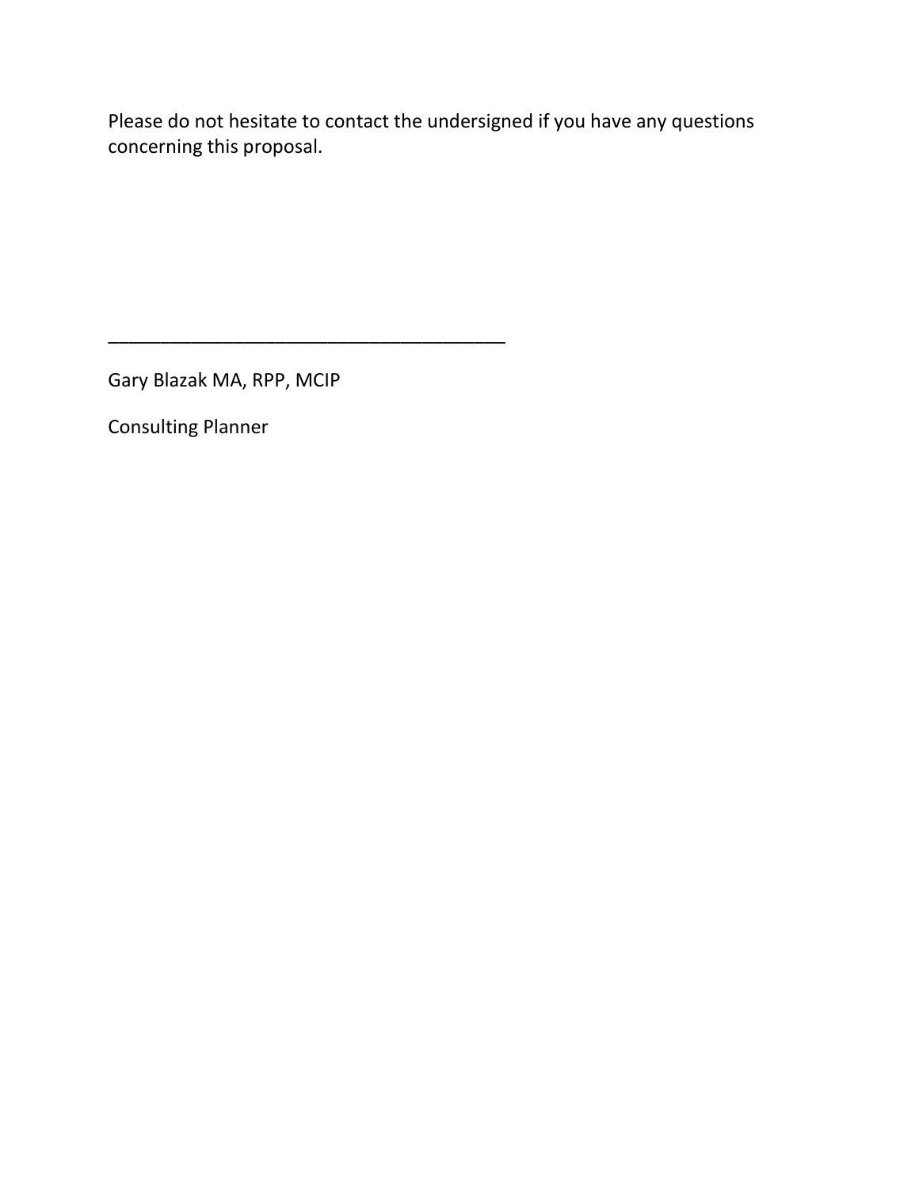Please do not hesitate to contact the undersigned if you have any questions concerning this proposal.

_______________________________________

Gary Blazak MA, RPP, MCIP

Consulting Planner